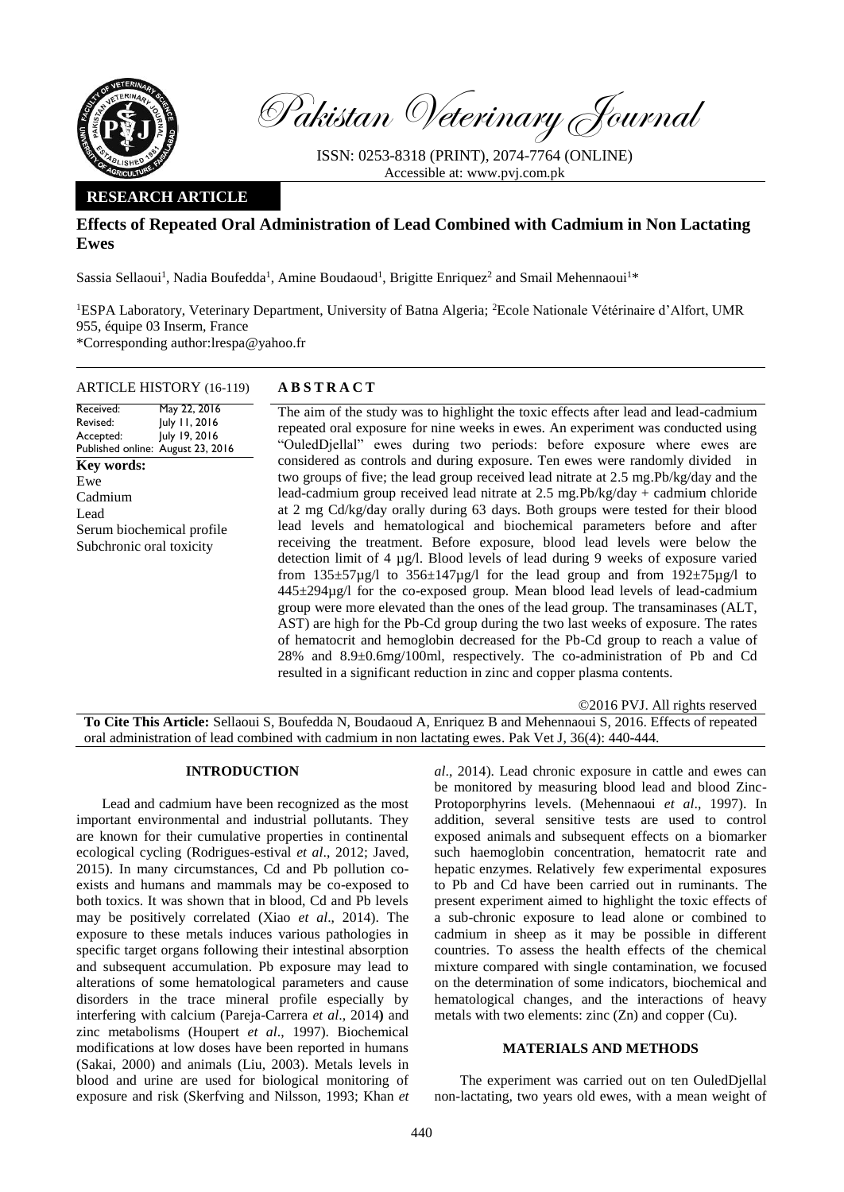Pakistan Veterinary Journal

ISSN: 0253-8318 (PRINT), 2074-7764 (ONLINE)
Accessible at: www.pvj.com.pk

**RESEARCH ARTICLE**

# Effects of Repeated Oral Administration of Lead Combined with Cadmium in Non Lactating Ewes

Sassia Sellaoui[1], Nadia Boufedda[1], Amine Boudaoud[1], Brigitte Enriquez[2] and Smail Mehennaoui[1]*

[1]ESPA Laboratory, Veterinary Department, University of Batna Algeria; [2]Ecole Nationale Vétérinaire d'Alfort, UMR 955, équipe 03 Inserm, France

*Corresponding author:lrespa@yahoo.fr

**ARTICLE HISTORY** (16-119)

Received: May 22, 2016
Revised: July 11, 2016
Accepted: July 19, 2016
Published online: August 23, 2016

**Key words:**
Ewe
Cadmium
Lead
Serum biochemical profile
Subchronic oral toxicity

**ABSTRACT**

The aim of the study was to highlight the toxic effects after lead and lead-cadmium repeated oral exposure for nine weeks in ewes. An experiment was conducted using "OuledDjellal" ewes during two periods: before exposure where ewes are considered as controls and during exposure. Ten ewes were randomly divided in two groups of five; the lead group received lead nitrate at 2.5 mg.Pb/kg/day and the lead-cadmium group received lead nitrate at 2.5 mg.Pb/kg/day + cadmium chloride at 2 mg Cd/kg/day orally during 63 days. Both groups were tested for their blood lead levels and hematological and biochemical parameters before and after receiving the treatment. Before exposure, blood lead levels were below the detection limit of 4 µg/l. Blood levels of lead during 9 weeks of exposure varied from 135±57µg/l to 356±147µg/l for the lead group and from 192±75µg/l to 445±294µg/l for the co-exposed group. Mean blood lead levels of lead-cadmium group were more elevated than the ones of the lead group. The transaminases (ALT, AST) are high for the Pb-Cd group during the two last weeks of exposure. The rates of hematocrit and hemoglobin decreased for the Pb-Cd group to reach a value of 28% and 8.9±0.6mg/100ml, respectively. The co-administration of Pb and Cd resulted in a significant reduction in zinc and copper plasma contents.

©2016 PVJ. All rights reserved

**To Cite This Article:** Sellaoui S, Boufedda N, Boudaoud A, Enriquez B and Mehennaoui S, 2016. Effects of repeated oral administration of lead combined with cadmium in non lactating ewes. Pak Vet J, 36(4): 440-444.

## INTRODUCTION

Lead and cadmium have been recognized as the most important environmental and industrial pollutants. They are known for their cumulative properties in continental ecological cycling (Rodrigues-estival *et al*., 2012; Javed, 2015). In many circumstances, Cd and Pb pollution co-exists and humans and mammals may be co-exposed to both toxics. It was shown that in blood, Cd and Pb levels may be positively correlated (Xiao *et al*., 2014). The exposure to these metals induces various pathologies in specific target organs following their intestinal absorption and subsequent accumulation. Pb exposure may lead to alterations of some hematological parameters and cause disorders in the trace mineral profile especially by interfering with calcium (Pareja-Carrera *et al*., 2014**)** and zinc metabolisms (Houpert *et al*., 1997). Biochemical modifications at low doses have been reported in humans (Sakai, 2000) and animals (Liu, 2003). Metals levels in blood and urine are used for biological monitoring of exposure and risk (Skerfving and Nilsson, 1993; Khan *et al*., 2014). Lead chronic exposure in cattle and ewes can be monitored by measuring blood lead and blood Zinc-Protoporphyrins levels. (Mehennaoui *et al*., 1997). In addition, several sensitive tests are used to control exposed animals and subsequent effects on a biomarker such haemoglobin concentration, hematocrit rate and hepatic enzymes. Relatively few experimental exposures to Pb and Cd have been carried out in ruminants. The present experiment aimed to highlight the toxic effects of a sub-chronic exposure to lead alone or combined to cadmium in sheep as it may be possible in different countries. To assess the health effects of the chemical mixture compared with single contamination, we focused on the determination of some indicators, biochemical and hematological changes, and the interactions of heavy metals with two elements: zinc (Zn) and copper (Cu).

## MATERIALS AND METHODS

The experiment was carried out on ten OuledDjellal non-lactating, two years old ewes, with a mean weight of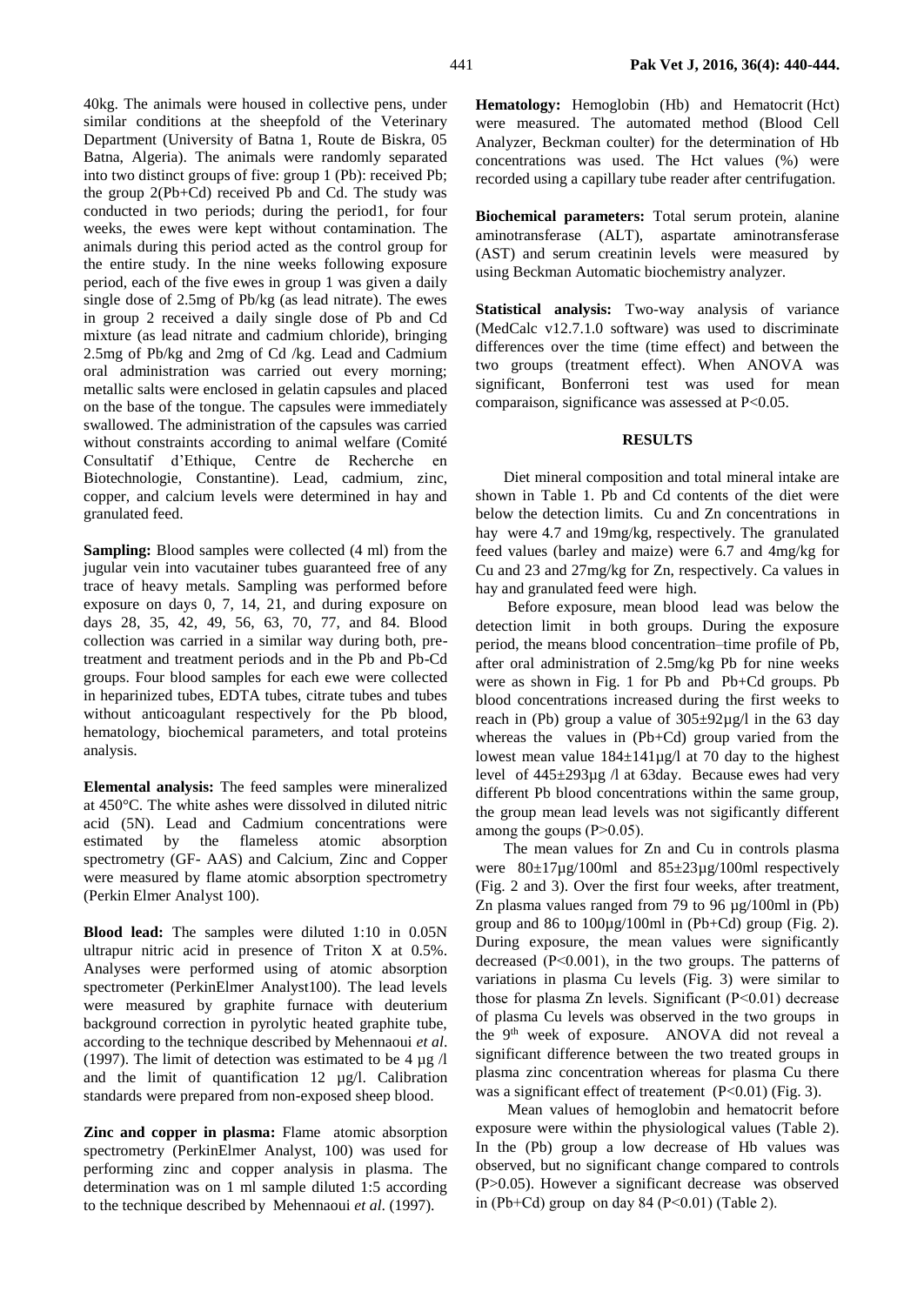40kg. The animals were housed in collective pens, under similar conditions at the sheepfold of the Veterinary Department (University of Batna 1, Route de Biskra, 05 Batna, Algeria). The animals were randomly separated into two distinct groups of five: group 1 (Pb): received Pb; the group 2(Pb+Cd) received Pb and Cd. The study was conducted in two periods; during the period1, for four weeks, the ewes were kept without contamination. The animals during this period acted as the control group for the entire study. In the nine weeks following exposure period, each of the five ewes in group 1 was given a daily single dose of 2.5mg of Pb/kg (as lead nitrate). The ewes in group 2 received a daily single dose of Pb and Cd mixture (as lead nitrate and cadmium chloride), bringing 2.5mg of Pb/kg and 2mg of Cd /kg. Lead and Cadmium oral administration was carried out every morning; metallic salts were enclosed in gelatin capsules and placed on the base of the tongue. The capsules were immediately swallowed. The administration of the capsules was carried without constraints according to animal welfare (Comité Consultatif d'Ethique, Centre de Recherche en Biotechnologie, Constantine). Lead, cadmium, zinc, copper, and calcium levels were determined in hay and granulated feed.

**Sampling:** Blood samples were collected (4 ml) from the jugular vein into vacutainer tubes guaranteed free of any trace of heavy metals. Sampling was performed before exposure on days 0, 7, 14, 21, and during exposure on days 28, 35, 42, 49, 56, 63, 70, 77, and 84. Blood collection was carried in a similar way during both, pre-treatment and treatment periods and in the Pb and Pb-Cd groups. Four blood samples for each ewe were collected in heparinized tubes, EDTA tubes, citrate tubes and tubes without anticoagulant respectively for the Pb blood, hematology, biochemical parameters, and total proteins analysis.

**Elemental analysis:** The feed samples were mineralized at 450°C. The white ashes were dissolved in diluted nitric acid (5N). Lead and Cadmium concentrations were estimated by the flameless atomic absorption spectrometry (GF- AAS) and Calcium, Zinc and Copper were measured by flame atomic absorption spectrometry (Perkin Elmer Analyst 100).

**Blood lead:** The samples were diluted 1:10 in 0.05N ultrapur nitric acid in presence of Triton X at 0.5%. Analyses were performed using of atomic absorption spectrometer (PerkinElmer Analyst100). The lead levels were measured by graphite furnace with deuterium background correction in pyrolytic heated graphite tube, according to the technique described by Mehennaoui *et al*. (1997). The limit of detection was estimated to be 4 µg /l and the limit of quantification 12 µg/l. Calibration standards were prepared from non-exposed sheep blood.

**Zinc and copper in plasma:** Flame atomic absorption spectrometry (PerkinElmer Analyst, 100) was used for performing zinc and copper analysis in plasma. The determination was on 1 ml sample diluted 1:5 according to the technique described by Mehennaoui *et al*. (1997).

**Hematology:** Hemoglobin (Hb) and Hematocrit (Hct) were measured. The automated method (Blood Cell Analyzer, Beckman coulter) for the determination of Hb concentrations was used. The Hct values (%) were recorded using a capillary tube reader after centrifugation.

**Biochemical parameters:** Total serum protein, alanine aminotransferase (ALT), aspartate aminotransferase (AST) and serum creatinin levels were measured by using Beckman Automatic biochemistry analyzer.

**Statistical analysis:** Two-way analysis of variance (MedCalc v12.7.1.0 software) was used to discriminate differences over the time (time effect) and between the two groups (treatment effect). When ANOVA was significant, Bonferroni test was used for mean comparaison, significance was assessed at $P<0.05$.

## RESULTS

Diet mineral composition and total mineral intake are shown in Table 1. Pb and Cd contents of the diet were below the detection limits. Cu and Zn concentrations in hay were 4.7 and 19mg/kg, respectively. The granulated feed values (barley and maize) were 6.7 and 4mg/kg for Cu and 23 and 27mg/kg for Zn, respectively. Ca values in hay and granulated feed were high.

Before exposure, mean blood lead was below the detection limit in both groups. During the exposure period, the means blood concentration–time profile of Pb, after oral administration of 2.5mg/kg Pb for nine weeks were as shown in Fig. 1 for Pb and Pb+Cd groups. Pb blood concentrations increased during the first weeks to reach in (Pb) group a value of 305±92µg/l in the 63 day whereas the values in (Pb+Cd) group varied from the lowest mean value 184±141µg/l at 70 day to the highest level of 445±293µg /l at 63day. Because ewes had very different Pb blood concentrations within the same group, the group mean lead levels was not sigificantly different among the goups ($P>0.05$).

The mean values for Zn and Cu in controls plasma were 80±17µg/100ml and 85±23µg/100ml respectively (Fig. 2 and 3). Over the first four weeks, after treatment, Zn plasma values ranged from 79 to 96 µg/100ml in (Pb) group and 86 to 100µg/100ml in (Pb+Cd) group (Fig. 2). During exposure, the mean values were significantly decreased ($P<0.001$), in the two groups. The patterns of variations in plasma Cu levels (Fig. 3) were similar to those for plasma Zn levels. Significant ($P<0.01$) decrease of plasma Cu levels was observed in the two groups in the 9th week of exposure. ANOVA did not reveal a significant difference between the two treated groups in plasma zinc concentration whereas for plasma Cu there was a significant effect of treatement ($P<0.01$) (Fig. 3).

Mean values of hemoglobin and hematocrit before exposure were within the physiological values (Table 2). In the (Pb) group a low decrease of Hb values was observed, but no significant change compared to controls ($P>0.05$). However a significant decrease was observed in (Pb+Cd) group on day 84 ($P<0.01$) (Table 2).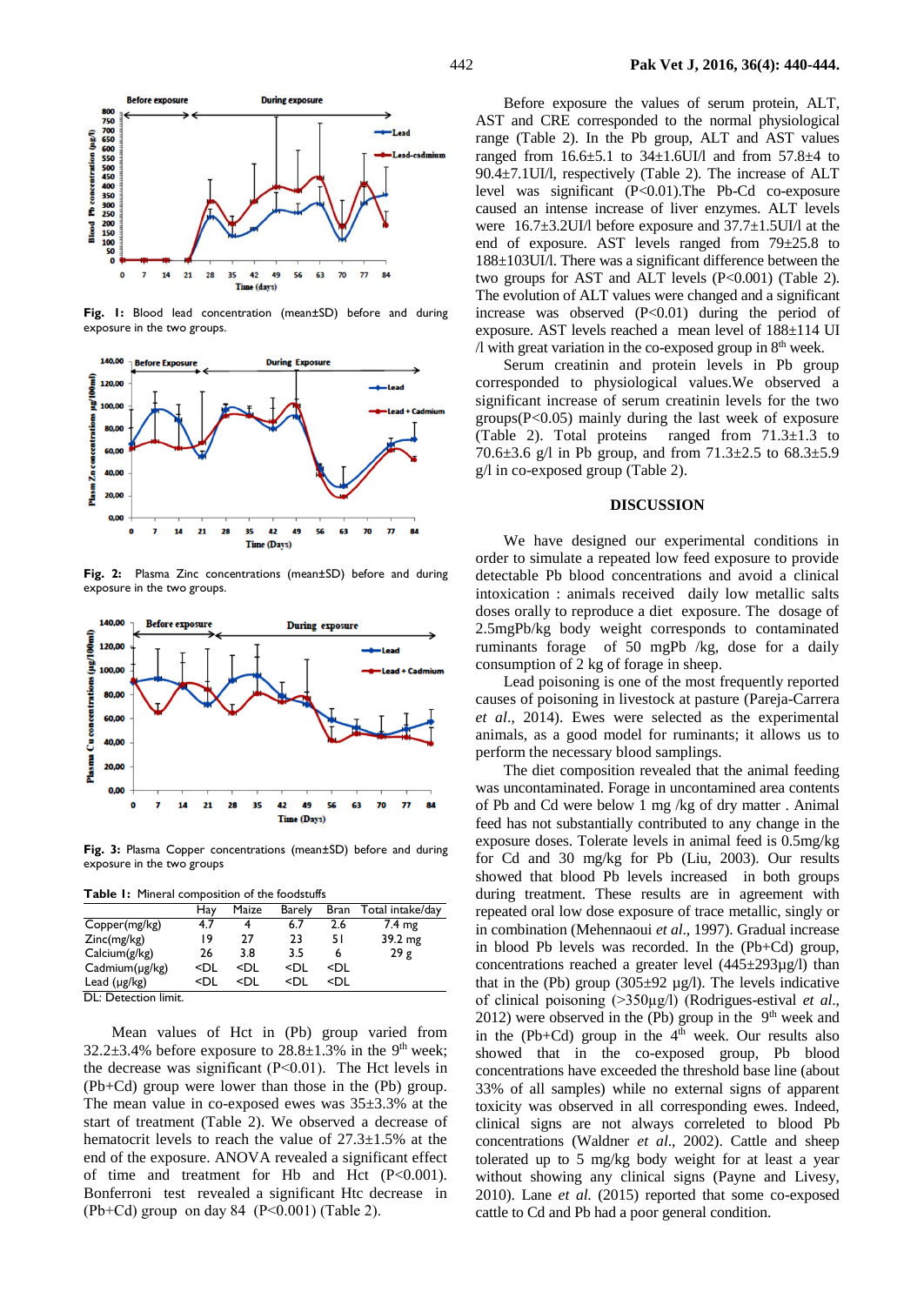Fig. 1: Blood lead concentration (mean±SD) before and during exposure in the two groups.

Fig. 2: Plasma Zinc concentrations (mean±SD) before and during exposure in the two groups.

Fig. 3: Plasma Copper concentrations (mean±SD) before and during exposure in the two groups

**Table 1:** Mineral composition of the foodstuffs

| | Hay | Maize | Barely | Bran | Total intake/day |
|---|---|---|---|---|---|
| Copper(mg/kg) | 4.7 | 4 | 6.7 | 2.6 | 7.4 mg |
| Zinc(mg/kg) | 19 | 27 | 23 | 51 | 39.2 mg |
| Calcium(g/kg) | 26 | 3.8 | 3.5 | 6 | 29 g |
| Cadmium(µg/kg) | <DL | <DL | <DL | <DL | |
| Lead (µg/kg) | <DL | <DL | <DL | <DL | |

DL: Detection limit.

Mean values of Hct in (Pb) group varied from 32.2±3.4% before exposure to 28.8±1.3% in the 9[th] week; the decrease was significant (P<0.01). The Hct levels in (Pb+Cd) group were lower than those in the (Pb) group. The mean value in co-exposed ewes was 35±3.3% at the start of treatment (Table 2). We observed a decrease of hematocrit levels to reach the value of 27.3±1.5% at the end of the exposure. ANOVA revealed a significant effect of time and treatment for Hb and Hct (P<0.001). Bonferroni test revealed a significant Htc decrease in (Pb+Cd) group on day 84 (P<0.001) (Table 2).

Before exposure the values of serum protein, ALT, AST and CRE corresponded to the normal physiological range (Table 2). In the Pb group, ALT and AST values ranged from 16.6±5.1 to 34±1.6UI/l and from 57.8±4 to 90.4±7.1UI/l, respectively (Table 2). The increase of ALT level was significant (P<0.01).The Pb-Cd co-exposure caused an intense increase of liver enzymes. ALT levels were 16.7±3.2UI/l before exposure and 37.7±1.5UI/l at the end of exposure. AST levels ranged from 79±25.8 to 188±103UI/l. There was a significant difference between the two groups for AST and ALT levels (P<0.001) (Table 2). The evolution of ALT values were changed and a significant increase was observed (P<0.01) during the period of exposure. AST levels reached a mean level of 188±114 UI /l with great variation in the co-exposed group in 8[th] week.

Serum creatinin and protein levels in Pb group corresponded to physiological values.We observed a significant increase of serum creatinin levels for the two groups(P<0.05) mainly during the last week of exposure (Table 2). Total proteins ranged from 71.3±1.3 to 70.6±3.6 g/l in Pb group, and from 71.3±2.5 to 68.3±5.9 g/l in co-exposed group (Table 2).

## DISCUSSION

We have designed our experimental conditions in order to simulate a repeated low feed exposure to provide detectable Pb blood concentrations and avoid a clinical intoxication : animals received daily low metallic salts doses orally to reproduce a diet exposure. The dosage of 2.5mgPb/kg body weight corresponds to contaminated ruminants forage of 50 mgPb /kg, dose for a daily consumption of 2 kg of forage in sheep.

Lead poisoning is one of the most frequently reported causes of poisoning in livestock at pasture (Pareja-Carrera *et al*., 2014). Ewes were selected as the experimental animals, as a good model for ruminants; it allows us to perform the necessary blood samplings.

The diet composition revealed that the animal feeding was uncontaminated. Forage in uncontaminated area contents of Pb and Cd were below 1 mg /kg of dry matter . Animal feed has not substantially contributed to any change in the exposure doses. Tolerate levels in animal feed is 0.5mg/kg for Cd and 30 mg/kg for Pb (Liu, 2003). Our results showed that blood Pb levels increased in both groups during treatment. These results are in agreement with repeated oral low dose exposure of trace metallic, singly or in combination (Mehennaoui *et al*., 1997). Gradual increase in blood Pb levels was recorded. In the (Pb+Cd) group, concentrations reached a greater level (445±293µg/l) than that in the (Pb) group (305±92 µg/l). The levels indicative of clinical poisoning (>350µg/l) (Rodrigues-estival *et al*., 2012) were observed in the (Pb) group in the 9[th] week and in the (Pb+Cd) group in the 4[th] week. Our results also showed that in the co-exposed group, Pb blood concentrations have exceeded the threshold base line (about 33% of all samples) while no external signs of apparent toxicity was observed in all corresponding ewes. Indeed, clinical signs are not always correleted to blood Pb concentrations (Waldner *et al*., 2002). Cattle and sheep tolerated up to 5 mg/kg body weight for at least a year without showing any clinical signs (Payne and Livesy, 2010). Lane *et al.* (2015) reported that some co-exposed cattle to Cd and Pb had a poor general condition.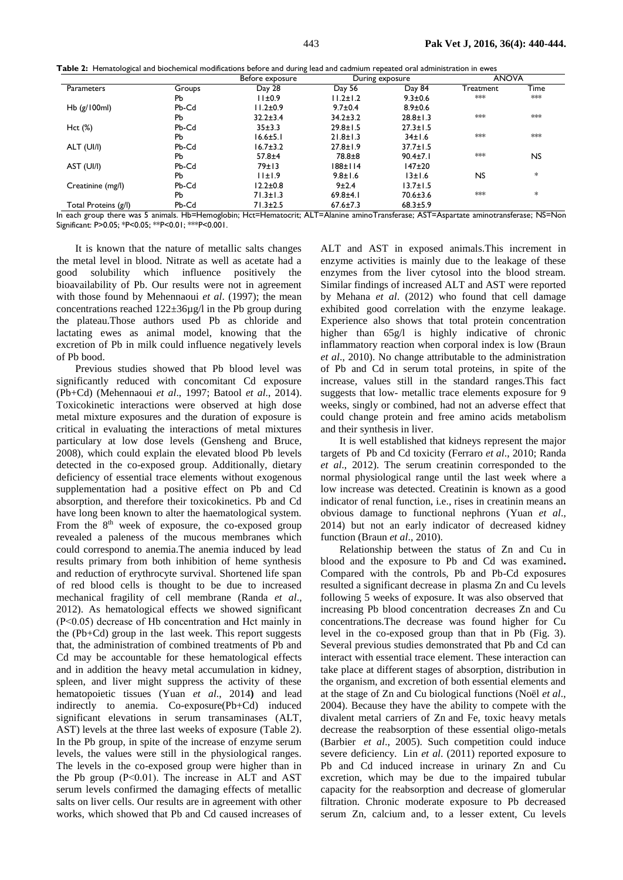**Table 2:** Hematological and biochemical modifications before and during lead and cadmium repeated oral administration in ewes

| Parameters | Groups | Before exposure | During exposure | | ANOVA | |
|---|---|---|---|---|---|---|
| | | Day 28 | Day 56 | Day 84 | Treatment | Time |
| Hb (g/100ml) | Pb | 11±0.9 | 11.2±1.2 | 9.3±0.6 | *** | *** |
| | Pb-Cd | 11.2±0.9 | 9.7±0.4 | 8.9±0.6 | | |
| Hct (%) | Pb | 32.2±3.4 | 34.2±3.2 | 28.8±1.3 | *** | *** |
| | Pb-Cd | 35±3.3 | 29.8±1.5 | 27.3±1.5 | | |
| ALT (UI/l) | Pb | 16.6±5.1 | 21.8±1.3 | 34±1.6 | *** | *** |
| | Pb-Cd | 16.7±3.2 | 27.8±1.9 | 37.7±1.5 | | |
| AST (UI/l) | Pb | 57.8±4 | 78.8±8 | 90.4±7.1 | *** | NS |
| | Pb-Cd | 79±13 | 188±114 | 147±20 | | |
| Creatinine (mg/l) | Pb | 11±1.9 | 9.8±1.6 | 13±1.6 | NS | * |
| | Pb-Cd | 12.2±0.8 | 9±2.4 | 13.7±1.5 | | |
| Total Proteins (g/l) | Pb | 71.3±1.3 | 69.8±4.1 | 70.6±3.6 | *** | * |
| | Pb-Cd | 71.3±2.5 | 67.6±7.3 | 68.3±5.9 | | |

In each group there was 5 animals. Hb=Hemoglobin; Hct=Hematocrit; ALT=Alanine aminoTransferase; AST=Aspartate aminotransferase; NS=Non Significant: P>0.05; *P<0.05; **P<0.01; ***P<0.001.

It is known that the nature of metallic salts changes the metal level in blood. Nitrate as well as acetate had a good solubility which influence positively the bioavailability of Pb. Our results were not in agreement with those found by Mehennaoui *et al*. (1997); the mean concentrations reached 122±36µg/l in the Pb group during the plateau.Those authors used Pb as chloride and lactating ewes as animal model, knowing that the excretion of Pb in milk could influence negatively levels of Pb bood.

Previous studies showed that Pb blood level was significantly reduced with concomitant Cd exposure (Pb+Cd) (Mehennaoui *et al*., 1997; Batool *et al*., 2014). Toxicokinetic interactions were observed at high dose metal mixture exposures and the duration of exposure is critical in evaluating the interactions of metal mixtures particulary at low dose levels (Gensheng and Bruce, 2008), which could explain the elevated blood Pb levels detected in the co-exposed group. Additionally, dietary deficiency of essential trace elements without exogenous supplementation had a positive effect on Pb and Cd absorption, and therefore their toxicokinetics. Pb and Cd have long been known to alter the haematological system. From the 8th week of exposure, the co-exposed group revealed a paleness of the mucous membranes which could correspond to anemia.The anemia induced by lead results primary from both inhibition of heme synthesis and reduction of erythrocyte survival. Shortened life span of red blood cells is thought to be due to increased mechanical fragility of cell membrane (Randa *et al*., 2012). As hematological effects we showed significant (P<0.05) decrease of Hb concentration and Hct mainly in the (Pb+Cd) group in the last week. This report suggests that, the administration of combined treatments of Pb and Cd may be accountable for these hematological effects and in addition the heavy metal accumulation in kidney, spleen, and liver might suppress the activity of these hematopoietic tissues (Yuan *et al*., 2014) and lead indirectly to anemia. Co-exposure(Pb+Cd) induced significant elevations in serum transaminases (ALT, AST) levels at the three last weeks of exposure (Table 2). In the Pb group, in spite of the increase of enzyme serum levels, the values were still in the physiological ranges. The levels in the co-exposed group were higher than in the Pb group (P<0.01). The increase in ALT and AST serum levels confirmed the damaging effects of metallic salts on liver cells. Our results are in agreement with other works, which showed that Pb and Cd caused increases of ALT and AST in exposed animals.This increment in enzyme activities is mainly due to the leakage of these enzymes from the liver cytosol into the blood stream. Similar findings of increased ALT and AST were reported by Mehana *et al*. (2012) who found that cell damage exhibited good correlation with the enzyme leakage. Experience also shows that total protein concentration higher than 65g/l is highly indicative of chronic inflammatory reaction when corporal index is low (Braun *et al*., 2010). No change attributable to the administration of Pb and Cd in serum total proteins, in spite of the increase, values still in the standard ranges.This fact suggests that low- metallic trace elements exposure for 9 weeks, singly or combined, had not an adverse effect that could change protein and free amino acids metabolism and their synthesis in liver.

It is well established that kidneys represent the major targets of Pb and Cd toxicity (Ferraro *et al*., 2010; Randa *et al*., 2012). The serum creatinin corresponded to the normal physiological range until the last week where a low increase was detected. Creatinin is known as a good indicator of renal function, i.e., rises in creatinin means an obvious damage to functional nephrons (Yuan *et al*., 2014) but not an early indicator of decreased kidney function (Braun *et al*., 2010).

Relationship between the status of Zn and Cu in blood and the exposure to Pb and Cd was examined**.** Compared with the controls, Pb and Pb-Cd exposures resulted a significant decrease in plasma Zn and Cu levels following 5 weeks of exposure. It was also observed that increasing Pb blood concentration decreases Zn and Cu concentrations.The decrease was found higher for Cu level in the co-exposed group than that in Pb (Fig. 3). Several previous studies demonstrated that Pb and Cd can interact with essential trace element. These interaction can take place at different stages of absorption, distribution in the organism, and excretion of both essential elements and at the stage of Zn and Cu biological functions (Noël *et al*., 2004). Because they have the ability to compete with the divalent metal carriers of Zn and Fe, toxic heavy metals decrease the reabsorption of these essential oligo-metals (Barbier *et al*., 2005). Such competition could induce severe deficiency. Lin *et al*. (2011) reported exposure to Pb and Cd induced increase in urinary Zn and Cu excretion, which may be due to the impaired tubular capacity for the reabsorption and decrease of glomerular filtration. Chronic moderate exposure to Pb decreased serum Zn, calcium and, to a lesser extent, Cu levels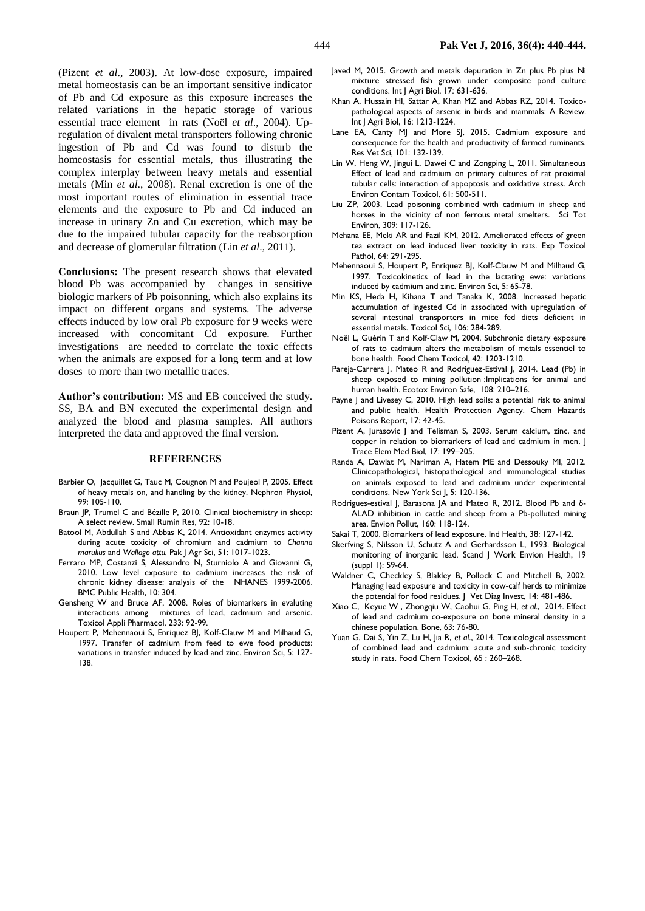(Pizent *et al*., 2003). At low-dose exposure, impaired metal homeostasis can be an important sensitive indicator of Pb and Cd exposure as this exposure increases the related variations in the hepatic storage of various essential trace element in rats (Noël *et al*., 2004). Up-regulation of divalent metal transporters following chronic ingestion of Pb and Cd was found to disturb the homeostasis for essential metals, thus illustrating the complex interplay between heavy metals and essential metals (Min *et al*., 2008). Renal excretion is one of the most important routes of elimination in essential trace elements and the exposure to Pb and Cd induced an increase in urinary Zn and Cu excretion, which may be due to the impaired tubular capacity for the reabsorption and decrease of glomerular filtration (Lin *et al*., 2011).

**Conclusions:** The present research shows that elevated blood Pb was accompanied by changes in sensitive biologic markers of Pb poisonning, which also explains its impact on different organs and systems. The adverse effects induced by low oral Pb exposure for 9 weeks were increased with concomitant Cd exposure. Further investigations are needed to correlate the toxic effects when the animals are exposed for a long term and at low doses to more than two metallic traces.

**Author's contribution:** MS and EB conceived the study. SS, BA and BN executed the experimental design and analyzed the blood and plasma samples. All authors interpreted the data and approved the final version.

## REFERENCES

Barbier O, Jacquillet G, Tauc M, Cougnon M and Poujeol P, 2005. Effect of heavy metals on, and handling by the kidney. Nephron Physiol, 99: 105-110.

Braun JP, Trumel C and Bézille P, 2010. Clinical biochemistry in sheep: A select review. Small Rumin Res, 92: 10-18.

Batool M, Abdullah S and Abbas K, 2014. Antioxidant enzymes activity during acute toxicity of chromium and cadmium to *Channa marulius* and *Wallago attu.* Pak J Agr Sci, 51: 1017-1023.

Ferraro MP, Costanzi S, Alessandro N, Sturniolo A and Giovanni G, 2010. Low level exposure to cadmium increases the risk of chronic kidney disease: analysis of the NHANES 1999-2006. BMC Public Health, 10: 304.

Gensheng W and Bruce AF, 2008. Roles of biomarkers in evaluting interactions among mixtures of lead, cadmium and arsenic. Toxicol Appli Pharmacol, 233: 92-99.

Houpert P, Mehennaoui S, Enriquez BJ, Kolf-Clauw M and Milhaud G, 1997. Transfer of cadmium from feed to ewe food products: variations in transfer induced by lead and zinc. Environ Sci, 5: 127-138.

Javed M, 2015. Growth and metals depuration in Zn plus Pb plus Ni mixture stressed fish grown under composite pond culture conditions. Int J Agri Biol, 17: 631-636.

Khan A, Hussain HI, Sattar A, Khan MZ and Abbas RZ, 2014. Toxico-pathological aspects of arsenic in birds and mammals: A Review. Int J Agri Biol, 16: 1213-1224.

Lane EA, Canty MJ and More SJ, 2015. Cadmium exposure and consequence for the health and productivity of farmed ruminants. Res Vet Sci, 101: 132-139.

Lin W, Heng W, Jingui L, Dawei C and Zongping L, 2011. Simultaneous Effect of lead and cadmium on primary cultures of rat proximal tubular cells: interaction of appoptosis and oxidative stress. Arch Environ Contam Toxicol, 61: 500-511.

Liu ZP, 2003. Lead poisoning combined with cadmium in sheep and horses in the vicinity of non ferrous metal smelters. Sci Tot Environ, 309: 117-126.

Mehana EE, Meki AR and Fazil KM, 2012. Ameliorated effects of green tea extract on lead induced liver toxicity in rats. Exp Toxicol Pathol, 64: 291-295.

Mehennaoui S, Houpert P, Enriquez BJ, Kolf-Clauw M and Milhaud G, 1997. Toxicokinetics of lead in the lactating ewe: variations induced by cadmium and zinc. Environ Sci, 5: 65-78.

Min KS, Heda H, Kihana T and Tanaka K, 2008. Increased hepatic accumulation of ingested Cd in associated with upregulation of several intestinal transporters in mice fed diets deficient in essential metals. Toxicol Sci, 106: 284-289.

Noël L, Guérin T and Kolf-Claw M, 2004. Subchronic dietary exposure of rats to cadmium alters the metabolism of metals essentiel to bone health. Food Chem Toxicol, 42: 1203-1210.

Pareja-Carrera J, Mateo R and Rodriguez-Estival J, 2014. Lead (Pb) in sheep exposed to mining pollution :Implications for animal and human health. Ecotox Environ Safe, 108: 210–216.

Payne J and Livesey C, 2010. High lead soils: a potential risk to animal and public health. Health Protection Agency. Chem Hazards Poisons Report, 17: 42-45.

Pizent A, Jurasovic J and Telisman S, 2003. Serum calcium, zinc, and copper in relation to biomarkers of lead and cadmium in men. J Trace Elem Med Biol, 17: 199–205.

Randa A, Dawlat M, Nariman A, Hatem ME and Dessouky MI, 2012. Clinicopathological, histopathological and immunological studies on animals exposed to lead and cadmium under experimental conditions. New York Sci J, 5: 120-136.

Rodrigues-estival J, Barasona JA and Mateo R, 2012. Blood Pb and δ-ALAD inhibition in cattle and sheep from a Pb-polluted mining area. Envion Pollut, 160: 118-124.

Sakai T, 2000. Biomarkers of lead exposure. Ind Health, 38: 127-142.

Skerfving S, Nilsson U, Schutz A and Gerhardsson L, 1993. Biological monitoring of inorganic lead. Scand J Work Envion Health, 19 (suppl 1): 59-64.

Waldner C, Checkley S, Blakley B, Pollock C and Mitchell B, 2002. Managing lead exposure and toxicity in cow-calf herds to minimize the potential for food residues. J Vet Diag Invest, 14: 481-486.

Xiao C, Keyue W , Zhongqiu W, Caohui G, Ping H, *et al*., 2014. Effect of lead and cadmium co-exposure on bone mineral density in a chinese population. Bone, 63: 76-80.

Yuan G, Dai S, Yin Z, Lu H, Jia R, *et al*., 2014. Toxicological assessment of combined lead and cadmium: acute and sub-chronic toxicity study in rats. Food Chem Toxicol, 65 : 260–268.